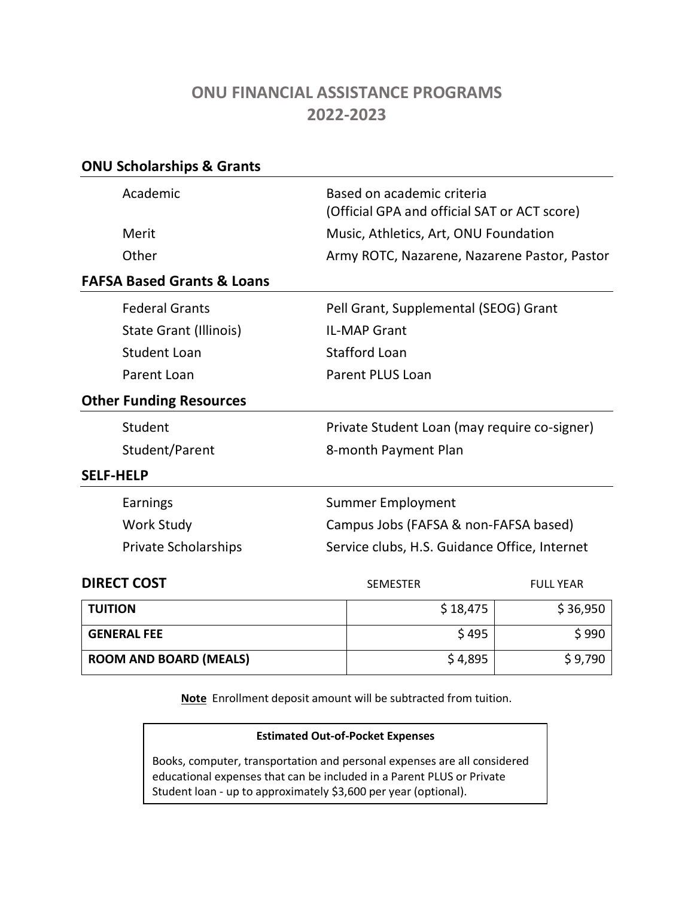# ONU FINANCIAL ASSISTANCE PROGRAMS 2022-2023

## ONU Scholarships & Grants

| | |
|---|---|
| Academic | Based on academic criteria (Official GPA and official SAT or ACT score) |
| Merit | Music, Athletics, Art, ONU Foundation |
| Other | Army ROTC, Nazarene, Nazarene Pastor, Pastor |

## FAFSA Based Grants & Loans

| | |
|---|---|
| Federal Grants | Pell Grant, Supplemental (SEOG) Grant |
| State Grant (Illinois) | IL-MAP Grant |
| Student Loan | Stafford Loan |
| Parent Loan | Parent PLUS Loan |

## Other Funding Resources

| | |
|---|---|
| Student | Private Student Loan (may require co-signer) |
| Student/Parent | 8-month Payment Plan |

## SELF-HELP

| | |
|---|---|
| Earnings | Summer Employment |
| Work Study | Campus Jobs (FAFSA & non-FAFSA based) |
| Private Scholarships | Service clubs, H.S. Guidance Office, Internet |

## DIRECT COST

| | SEMESTER | FULL YEAR |
|---|---|---|
| **TUITION** | $ 18,475 | $ 36,950 |
| **GENERAL FEE** | $ 495 | $ 990 |
| **ROOM AND BOARD (MEALS)** | $ 4,895 | $ 9,790 |

**Note** Enrollment deposit amount will be subtracted from tuition.

**Estimated Out-of-Pocket Expenses**

Books, computer, transportation and personal expenses are all considered educational expenses that can be included in a Parent PLUS or Private Student loan - up to approximately $3,600 per year (optional).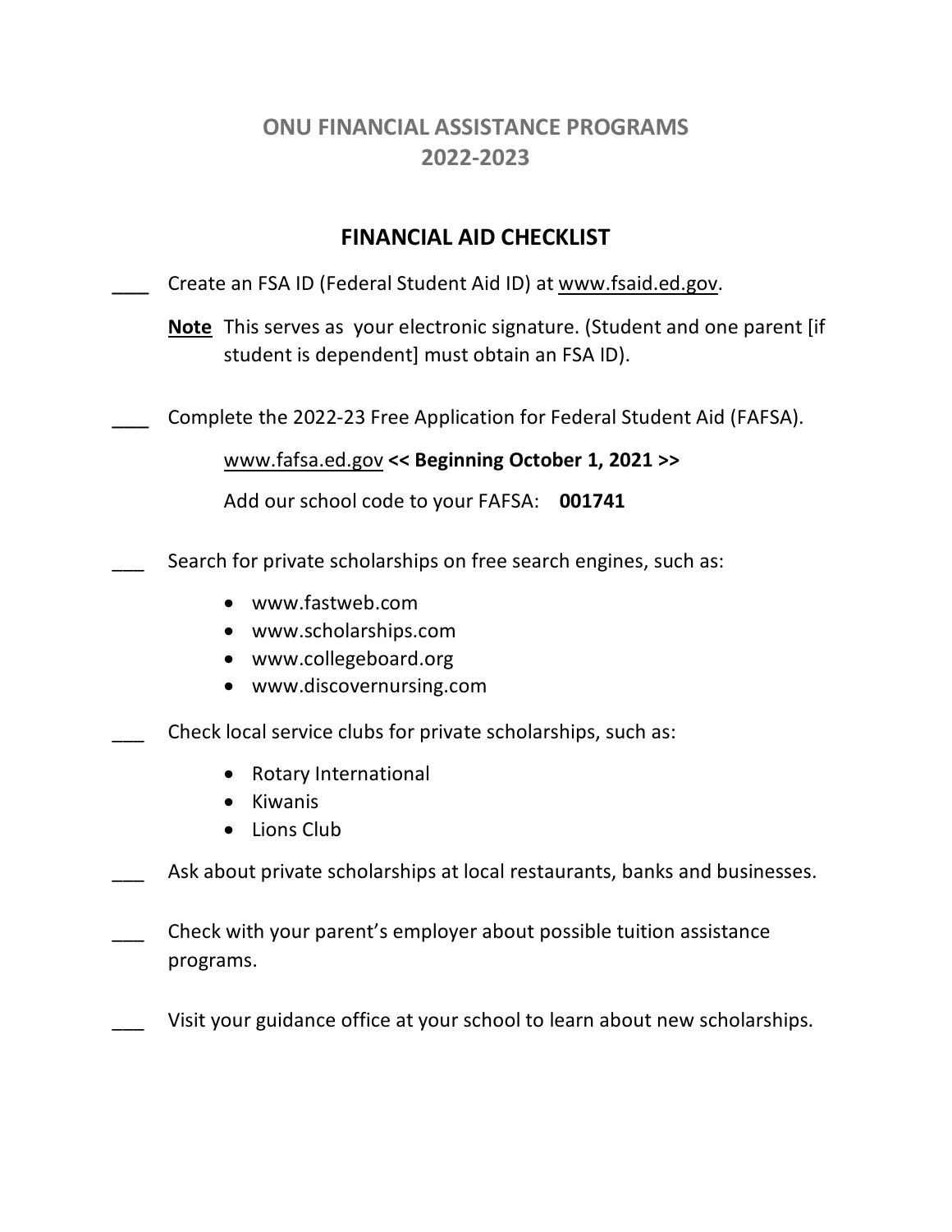## ONU FINANCIAL ASSISTANCE PROGRAMS
## 2022-2023

### FINANCIAL AID CHECKLIST

___ Create an FSA ID (Federal Student Aid ID) at www.fsaid.ed.gov.

**Note** This serves as your electronic signature. (Student and one parent [if student is dependent] must obtain an FSA ID).

___ Complete the 2022-23 Free Application for Federal Student Aid (FAFSA).

www.fafsa.ed.gov **<< Beginning October 1, 2021 >>**

Add our school code to your FAFSA: **001741**

___ Search for private scholarships on free search engines, such as:

- www.fastweb.com
- www.scholarships.com
- www.collegeboard.org
- www.discovernursing.com

___ Check local service clubs for private scholarships, such as:

- Rotary International
- Kiwanis
- Lions Club

___ Ask about private scholarships at local restaurants, banks and businesses.

___ Check with your parent's employer about possible tuition assistance programs.

___ Visit your guidance office at your school to learn about new scholarships.